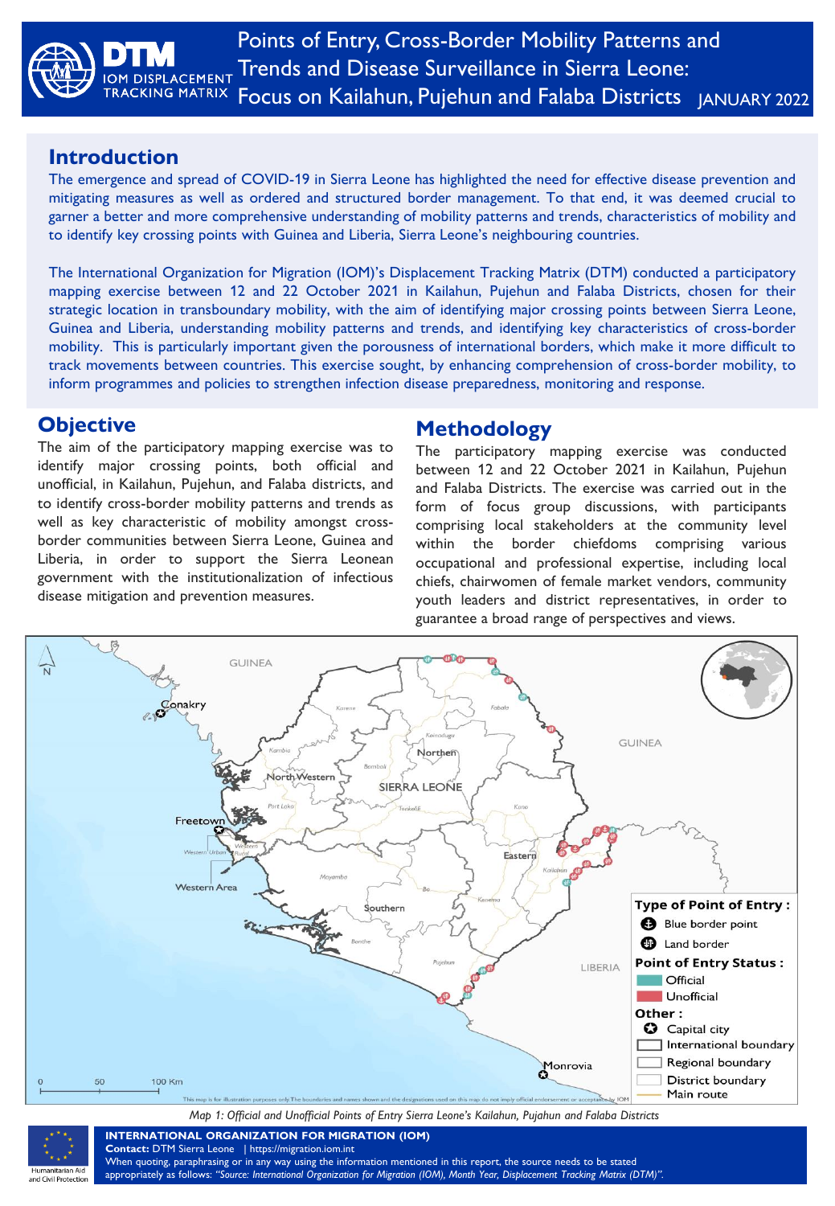# Points of Entry, Cross-Border Mobility Patterns and Trends and Disease Surveillance in Sierra Leone: Focus on Kailahun, Pujehun and Falaba Districts

JANUARY 2022

## Introduction

The emergence and spread of COVID-19 in Sierra Leone has highlighted the need for effective disease prevention and mitigating measures as well as ordered and structured border management. To that end, it was deemed crucial to garner a better and more comprehensive understanding of mobility patterns and trends, characteristics of mobility and to identify key crossing points with Guinea and Liberia, Sierra Leone's neighbouring countries.

The International Organization for Migration (IOM)'s Displacement Tracking Matrix (DTM) conducted a participatory mapping exercise between 12 and 22 October 2021 in Kailahun, Pujehun and Falaba Districts, chosen for their strategic location in transboundary mobility, with the aim of identifying major crossing points between Sierra Leone, Guinea and Liberia, understanding mobility patterns and trends, and identifying key characteristics of cross-border mobility. This is particularly important given the porousness of international borders, which make it more difficult to track movements between countries. This exercise sought, by enhancing comprehension of cross-border mobility, to inform programmes and policies to strengthen infection disease preparedness, monitoring and response.

## Objective

The aim of the participatory mapping exercise was to identify major crossing points, both official and unofficial, in Kailahun, Pujehun, and Falaba districts, and to identify cross-border mobility patterns and trends as well as key characteristic of mobility amongst cross-border communities between Sierra Leone, Guinea and Liberia, in order to support the Sierra Leonean government with the institutionalization of infectious disease mitigation and prevention measures.

## Methodology

The participatory mapping exercise was conducted between 12 and 22 October 2021 in Kailahun, Pujehun and Falaba Districts. The exercise was carried out in the form of focus group discussions, with participants comprising local stakeholders at the community level within the border chiefdoms comprising various occupational and professional expertise, including local chiefs, chairwomen of female market vendors, community youth leaders and district representatives, in order to guarantee a broad range of perspectives and views.

*Map 1: Official and Unofficial Points of Entry Sierra Leone's Kailahun, Pujahun and Falaba Districts*

**INTERNATIONAL ORGANIZATION FOR MIGRATION (IOM)**
**Contact:** DTM Sierra Leone | https://migration.iom.int
When quoting, paraphrasing or in any way using the information mentioned in this report, the source needs to be stated appropriately as follows: *"Source: International Organization for Migration (IOM), Month Year, Displacement Tracking Matrix (DTM)".*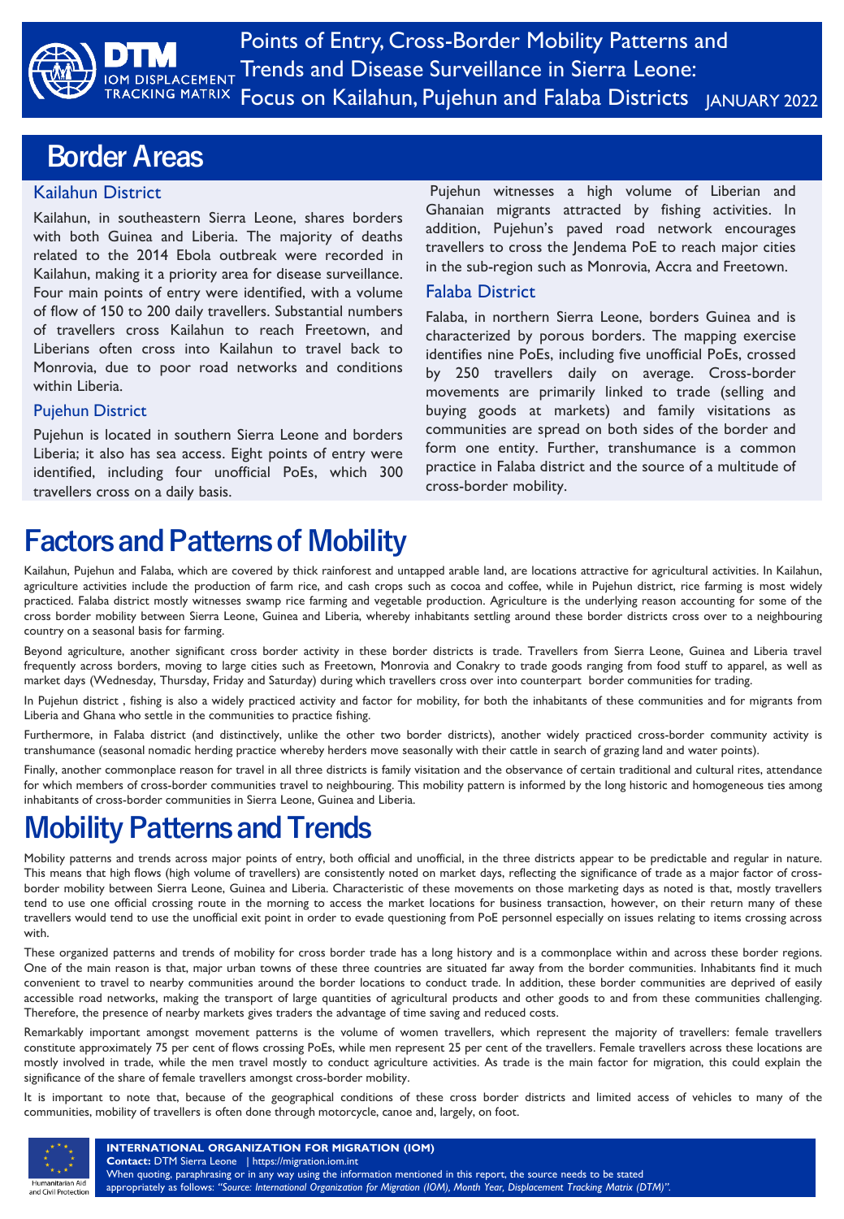# Points of Entry, Cross-Border Mobility Patterns and Trends and Disease Surveillance in Sierra Leone: Focus on Kailahun, Pujehun and Falaba Districts

JANUARY 2022

## Border Areas

### Kailahun District

Kailahun, in southeastern Sierra Leone, shares borders with both Guinea and Liberia. The majority of deaths related to the 2014 Ebola outbreak were recorded in Kailahun, making it a priority area for disease surveillance. Four main points of entry were identified, with a volume of flow of 150 to 200 daily travellers. Substantial numbers of travellers cross Kailahun to reach Freetown, and Liberians often cross into Kailahun to travel back to Monrovia, due to poor road networks and conditions within Liberia.

### Pujehun District

Pujehun is located in southern Sierra Leone and borders Liberia; it also has sea access. Eight points of entry were identified, including four unofficial PoEs, which 300 travellers cross on a daily basis.

Pujehun witnesses a high volume of Liberian and Ghanaian migrants attracted by fishing activities. In addition, Pujehun's paved road network encourages travellers to cross the Jendema PoE to reach major cities in the sub-region such as Monrovia, Accra and Freetown.

### Falaba District

Falaba, in northern Sierra Leone, borders Guinea and is characterized by porous borders. The mapping exercise identifies nine PoEs, including five unofficial PoEs, crossed by 250 travellers daily on average. Cross-border movements are primarily linked to trade (selling and buying goods at markets) and family visitations as communities are spread on both sides of the border and form one entity. Further, transhumance is a common practice in Falaba district and the source of a multitude of cross-border mobility.

## Factors and Patterns of Mobility

Kailahun, Pujehun and Falaba, which are covered by thick rainforest and untapped arable land, are locations attractive for agricultural activities. In Kailahun, agriculture activities include the production of farm rice, and cash crops such as cocoa and coffee, while in Pujehun district, rice farming is most widely practiced. Falaba district mostly witnesses swamp rice farming and vegetable production. Agriculture is the underlying reason accounting for some of the cross border mobility between Sierra Leone, Guinea and Liberia, whereby inhabitants settling around these border districts cross over to a neighbouring country on a seasonal basis for farming.

Beyond agriculture, another significant cross border activity in these border districts is trade. Travellers from Sierra Leone, Guinea and Liberia travel frequently across borders, moving to large cities such as Freetown, Monrovia and Conakry to trade goods ranging from food stuff to apparel, as well as market days (Wednesday, Thursday, Friday and Saturday) during which travellers cross over into counterpart border communities for trading.

In Pujehun district , fishing is also a widely practiced activity and factor for mobility, for both the inhabitants of these communities and for migrants from Liberia and Ghana who settle in the communities to practice fishing.

Furthermore, in Falaba district (and distinctively, unlike the other two border districts), another widely practiced cross-border community activity is transhumance (seasonal nomadic herding practice whereby herders move seasonally with their cattle in search of grazing land and water points).

Finally, another commonplace reason for travel in all three districts is family visitation and the observance of certain traditional and cultural rites, attendance for which members of cross-border communities travel to neighbouring. This mobility pattern is informed by the long historic and homogeneous ties among inhabitants of cross-border communities in Sierra Leone, Guinea and Liberia.

## Mobility Patterns and Trends

Mobility patterns and trends across major points of entry, both official and unofficial, in the three districts appear to be predictable and regular in nature. This means that high flows (high volume of travellers) are consistently noted on market days, reflecting the significance of trade as a major factor of cross-border mobility between Sierra Leone, Guinea and Liberia. Characteristic of these movements on those marketing days as noted is that, mostly travellers tend to use one official crossing route in the morning to access the market locations for business transaction, however, on their return many of these travellers would tend to use the unofficial exit point in order to evade questioning from PoE personnel especially on issues relating to items crossing across with.

These organized patterns and trends of mobility for cross border trade has a long history and is a commonplace within and across these border regions. One of the main reason is that, major urban towns of these three countries are situated far away from the border communities. Inhabitants find it much convenient to travel to nearby communities around the border locations to conduct trade. In addition, these border communities are deprived of easily accessible road networks, making the transport of large quantities of agricultural products and other goods to and from these communities challenging. Therefore, the presence of nearby markets gives traders the advantage of time saving and reduced costs.

Remarkably important amongst movement patterns is the volume of women travellers, which represent the majority of travellers: female travellers constitute approximately 75 per cent of flows crossing PoEs, while men represent 25 per cent of the travellers. Female travellers across these locations are mostly involved in trade, while the men travel mostly to conduct agriculture activities. As trade is the main factor for migration, this could explain the significance of the share of female travellers amongst cross-border mobility.

It is important to note that, because of the geographical conditions of these cross border districts and limited access of vehicles to many of the communities, mobility of travellers is often done through motorcycle, canoe and, largely, on foot.

Humanitarian Aid and Civil Protection

**INTERNATIONAL ORGANIZATION FOR MIGRATION (IOM)**
**Contact:** DTM Sierra Leone | https://migration.iom.int
When quoting, paraphrasing or in any way using the information mentioned in this report, the source needs to be stated appropriately as follows: *"Source: International Organization for Migration (IOM), Month Year, Displacement Tracking Matrix (DTM)".*